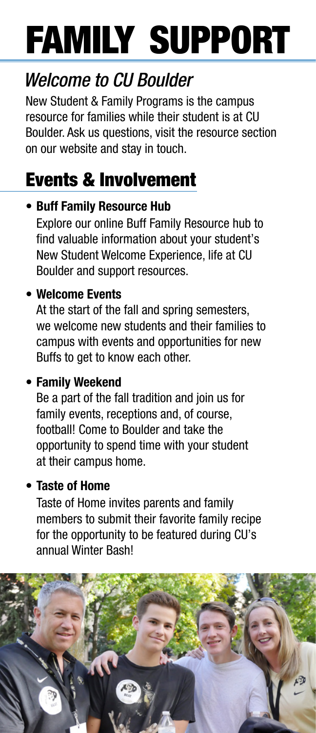# FAMILY SUPPORT

## *Welcome to CU Boulder*

New Student & Family Programs is the campus resource for families while their student is at CU Boulder. Ask us questions, visit the resource section on our website and stay in touch.

## Events & Involvement

- **Buff Family Resource Hub**
  Explore our online Buff Family Resource hub to find valuable information about your student's New Student Welcome Experience, life at CU Boulder and support resources.
- **Welcome Events**
  At the start of the fall and spring semesters, we welcome new students and their families to campus with events and opportunities for new Buffs to get to know each other.
- **Family Weekend**
  Be a part of the fall tradition and join us for family events, receptions and, of course, football! Come to Boulder and take the opportunity to spend time with your student at their campus home.
- **Taste of Home**
  Taste of Home invites parents and family members to submit their favorite family recipe for the opportunity to be featured during CU's annual Winter Bash!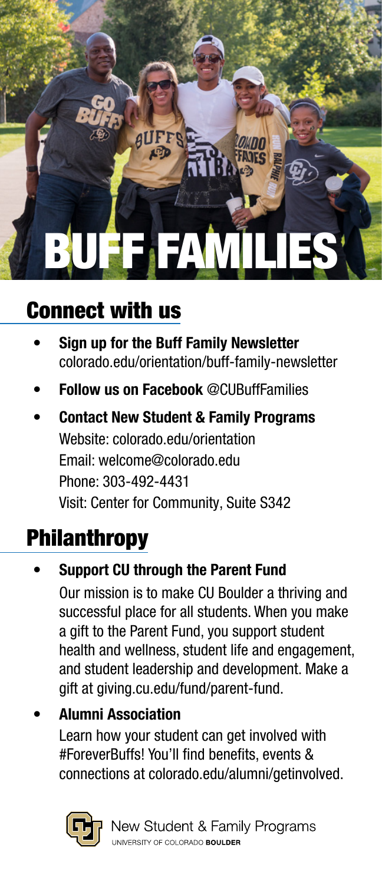# BUFF FAMILIES

## Connect with us

- **Sign up for the Buff Family Newsletter**
  colorado.edu/orientation/buff-family-newsletter
- **Follow us on Facebook** @CUBuffFamilies
- **Contact New Student & Family Programs**
  Website: colorado.edu/orientation
  Email: welcome@colorado.edu
  Phone: 303-492-4431
  Visit: Center for Community, Suite S342

## Philanthropy

- **Support CU through the Parent Fund**

  Our mission is to make CU Boulder a thriving and successful place for all students. When you make a gift to the Parent Fund, you support student health and wellness, student life and engagement, and student leadership and development. Make a gift at giving.cu.edu/fund/parent-fund.

- **Alumni Association**

  Learn how your student can get involved with #ForeverBuffs! You'll find benefits, events & connections at colorado.edu/alumni/getinvolved.

New Student & Family Programs
UNIVERSITY OF COLORADO **BOULDER**